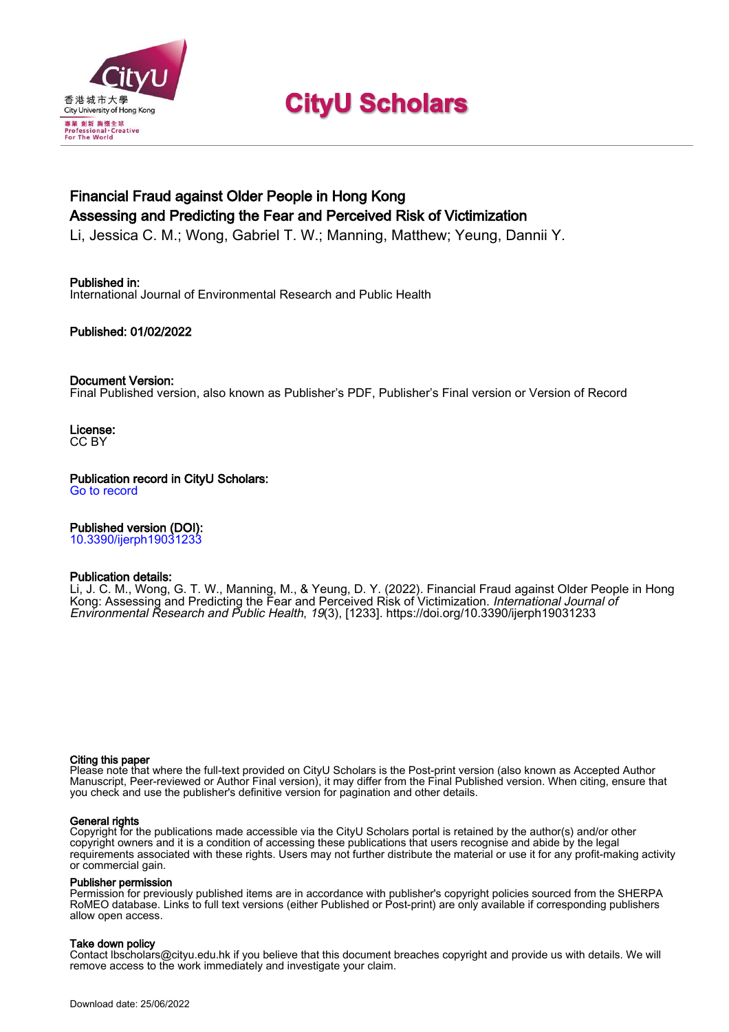# CityU Scholars

## Financial Fraud against Older People in Hong Kong
## Assessing and Predicting the Fear and Perceived Risk of Victimization

Li, Jessica C. M.; Wong, Gabriel T. W.; Manning, Matthew; Yeung, Dannii Y.

**Published in:**
International Journal of Environmental Research and Public Health

**Published:** 01/02/2022

**Document Version:**
Final Published version, also known as Publisher's PDF, Publisher's Final version or Version of Record

**License:**
CC BY

**Publication record in CityU Scholars:**
Go to record

**Published version (DOI):**
10.3390/ijerph19031233

**Publication details:**
Li, J. C. M., Wong, G. T. W., Manning, M., & Yeung, D. Y. (2022). Financial Fraud against Older People in Hong Kong: Assessing and Predicting the Fear and Perceived Risk of Victimization. *International Journal of Environmental Research and Public Health*, *19*(3), [1233]. https://doi.org/10.3390/ijerph19031233

**Citing this paper**
Please note that where the full-text provided on CityU Scholars is the Post-print version (also known as Accepted Author Manuscript, Peer-reviewed or Author Final version), it may differ from the Final Published version. When citing, ensure that you check and use the publisher's definitive version for pagination and other details.

**General rights**
Copyright for the publications made accessible via the CityU Scholars portal is retained by the author(s) and/or other copyright owners and it is a condition of accessing these publications that users recognise and abide by the legal requirements associated with these rights. Users may not further distribute the material or use it for any profit-making activity or commercial gain.

**Publisher permission**
Permission for previously published items are in accordance with publisher's copyright policies sourced from the SHERPA RoMEO database. Links to full text versions (either Published or Post-print) are only available if corresponding publishers allow open access.

**Take down policy**
Contact lbscholars@cityu.edu.hk if you believe that this document breaches copyright and provide us with details. We will remove access to the work immediately and investigate your claim.

Download date: 25/06/2022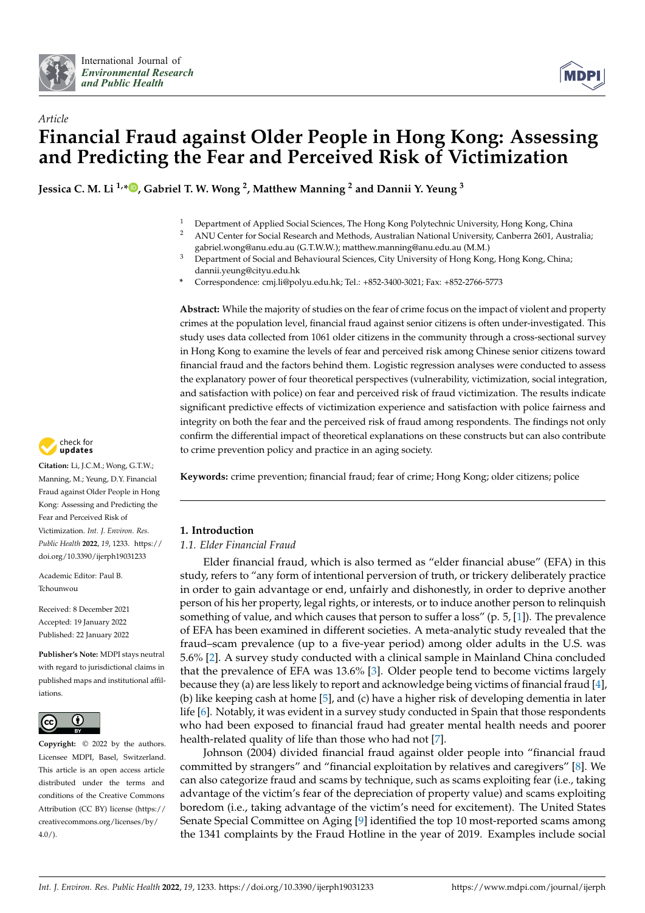# Financial Fraud against Older People in Hong Kong: Assessing and Predicting the Fear and Perceived Risk of Victimization

**Jessica C. M. Li [1,*], Gabriel T. W. Wong [2], Matthew Manning [2] and Dannii Y. Yeung [3]**

[1] Department of Applied Social Sciences, The Hong Kong Polytechnic University, Hong Kong, China
[2] ANU Center for Social Research and Methods, Australian National University, Canberra 2601, Australia; gabriel.wong@anu.edu.au (G.T.W.W.); matthew.manning@anu.edu.au (M.M.)
[3] Department of Social and Behavioural Sciences, City University of Hong Kong, Hong Kong, China; dannii.yeung@cityu.edu.hk
\* Correspondence: cmj.li@polyu.edu.hk; Tel.: +852-3400-3021; Fax: +852-2766-5773

**Abstract:** While the majority of studies on the fear of crime focus on the impact of violent and property crimes at the population level, financial fraud against senior citizens is often under-investigated. This study uses data collected from 1061 older citizens in the community through a cross-sectional survey in Hong Kong to examine the levels of fear and perceived risk among Chinese senior citizens toward financial fraud and the factors behind them. Logistic regression analyses were conducted to assess the explanatory power of four theoretical perspectives (vulnerability, victimization, social integration, and satisfaction with police) on fear and perceived risk of fraud victimization. The results indicate significant predictive effects of victimization experience and satisfaction with police fairness and integrity on both the fear and the perceived risk of fraud among respondents. The findings not only confirm the differential impact of theoretical explanations on these constructs but can also contribute to crime prevention policy and practice in an aging society.

**Keywords:** crime prevention; financial fraud; fear of crime; Hong Kong; older citizens; police

**Citation:** Li, J.C.M.; Wong, G.T.W.; Manning, M.; Yeung, D.Y. Financial Fraud against Older People in Hong Kong: Assessing and Predicting the Fear and Perceived Risk of Victimization. *Int. J. Environ. Res. Public Health* **2022**, *19*, 1233. https://doi.org/10.3390/ijerph19031233

Academic Editor: Paul B. Tchounwou

Received: 8 December 2021
Accepted: 19 January 2022
Published: 22 January 2022

**Publisher's Note:** MDPI stays neutral with regard to jurisdictional claims in published maps and institutional affiliations.

**Copyright:** © 2022 by the authors. Licensee MDPI, Basel, Switzerland. This article is an open access article distributed under the terms and conditions of the Creative Commons Attribution (CC BY) license (https://creativecommons.org/licenses/by/4.0/).

## 1. Introduction

### 1.1. Elder Financial Fraud

Elder financial fraud, which is also termed as "elder financial abuse" (EFA) in this study, refers to "any form of intentional perversion of truth, or trickery deliberately practice in order to gain advantage or end, unfairly and dishonestly, in order to deprive another person of his her property, legal rights, or interests, or to induce another person to relinquish something of value, and which causes that person to suffer a loss" (p. 5, [1]). The prevalence of EFA has been examined in different societies. A meta-analytic study revealed that the fraud–scam prevalence (up to a five-year period) among older adults in the U.S. was 5.6% [2]. A survey study conducted with a clinical sample in Mainland China concluded that the prevalence of EFA was 13.6% [3]. Older people tend to become victims largely because they (a) are less likely to report and acknowledge being victims of financial fraud [4], (b) like keeping cash at home [5], and (c) have a higher risk of developing dementia in later life [6]. Notably, it was evident in a survey study conducted in Spain that those respondents who had been exposed to financial fraud had greater mental health needs and poorer health-related quality of life than those who had not [7].

Johnson (2004) divided financial fraud against older people into "financial fraud committed by strangers" and "financial exploitation by relatives and caregivers" [8]. We can also categorize fraud and scams by technique, such as scams exploiting fear (i.e., taking advantage of the victim's fear of the depreciation of property value) and scams exploiting boredom (i.e., taking advantage of the victim's need for excitement). The United States Senate Special Committee on Aging [9] identified the top 10 most-reported scams among the 1341 complaints by the Fraud Hotline in the year of 2019. Examples include social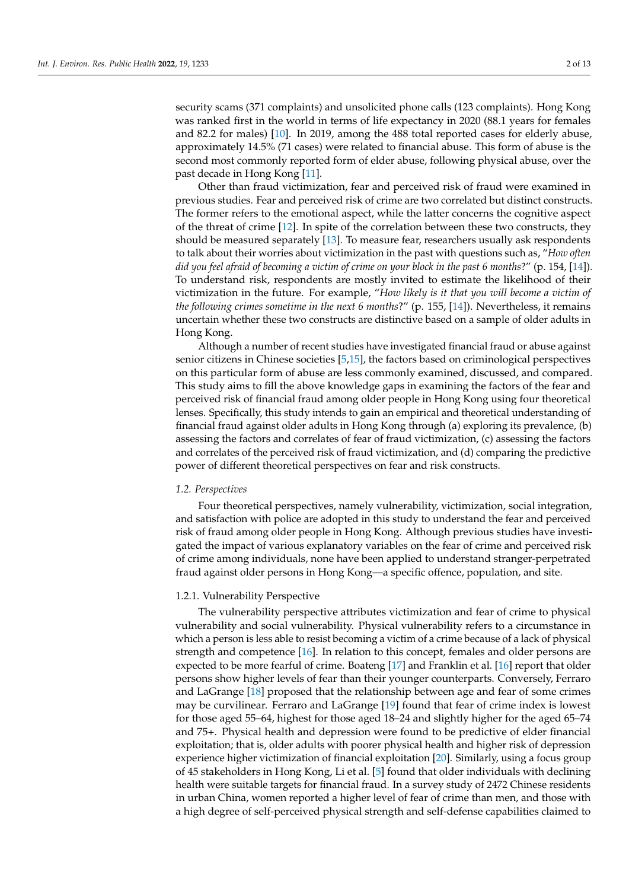security scams (371 complaints) and unsolicited phone calls (123 complaints). Hong Kong was ranked first in the world in terms of life expectancy in 2020 (88.1 years for females and 82.2 for males) [10]. In 2019, among the 488 total reported cases for elderly abuse, approximately 14.5% (71 cases) were related to financial abuse. This form of abuse is the second most commonly reported form of elder abuse, following physical abuse, over the past decade in Hong Kong [11].

Other than fraud victimization, fear and perceived risk of fraud were examined in previous studies. Fear and perceived risk of crime are two correlated but distinct constructs. The former refers to the emotional aspect, while the latter concerns the cognitive aspect of the threat of crime [12]. In spite of the correlation between these two constructs, they should be measured separately [13]. To measure fear, researchers usually ask respondents to talk about their worries about victimization in the past with questions such as, "*How often did you feel afraid of becoming a victim of crime on your block in the past 6 months*?" (p. 154, [14]). To understand risk, respondents are mostly invited to estimate the likelihood of their victimization in the future. For example, "*How likely is it that you will become a victim of the following crimes sometime in the next 6 months*?" (p. 155, [14]). Nevertheless, it remains uncertain whether these two constructs are distinctive based on a sample of older adults in Hong Kong.

Although a number of recent studies have investigated financial fraud or abuse against senior citizens in Chinese societies [5,15], the factors based on criminological perspectives on this particular form of abuse are less commonly examined, discussed, and compared. This study aims to fill the above knowledge gaps in examining the factors of the fear and perceived risk of financial fraud among older people in Hong Kong using four theoretical lenses. Specifically, this study intends to gain an empirical and theoretical understanding of financial fraud against older adults in Hong Kong through (a) exploring its prevalence, (b) assessing the factors and correlates of fear of fraud victimization, (c) assessing the factors and correlates of the perceived risk of fraud victimization, and (d) comparing the predictive power of different theoretical perspectives on fear and risk constructs.

### *1.2. Perspectives*

Four theoretical perspectives, namely vulnerability, victimization, social integration, and satisfaction with police are adopted in this study to understand the fear and perceived risk of fraud among older people in Hong Kong. Although previous studies have investigated the impact of various explanatory variables on the fear of crime and perceived risk of crime among individuals, none have been applied to understand stranger-perpetrated fraud against older persons in Hong Kong—a specific offence, population, and site.

#### 1.2.1. Vulnerability Perspective

The vulnerability perspective attributes victimization and fear of crime to physical vulnerability and social vulnerability. Physical vulnerability refers to a circumstance in which a person is less able to resist becoming a victim of a crime because of a lack of physical strength and competence [16]. In relation to this concept, females and older persons are expected to be more fearful of crime. Boateng [17] and Franklin et al. [16] report that older persons show higher levels of fear than their younger counterparts. Conversely, Ferraro and LaGrange [18] proposed that the relationship between age and fear of some crimes may be curvilinear. Ferraro and LaGrange [19] found that fear of crime index is lowest for those aged 55–64, highest for those aged 18–24 and slightly higher for the aged 65–74 and 75+. Physical health and depression were found to be predictive of elder financial exploitation; that is, older adults with poorer physical health and higher risk of depression experience higher victimization of financial exploitation [20]. Similarly, using a focus group of 45 stakeholders in Hong Kong, Li et al. [5] found that older individuals with declining health were suitable targets for financial fraud. In a survey study of 2472 Chinese residents in urban China, women reported a higher level of fear of crime than men, and those with a high degree of self-perceived physical strength and self-defense capabilities claimed to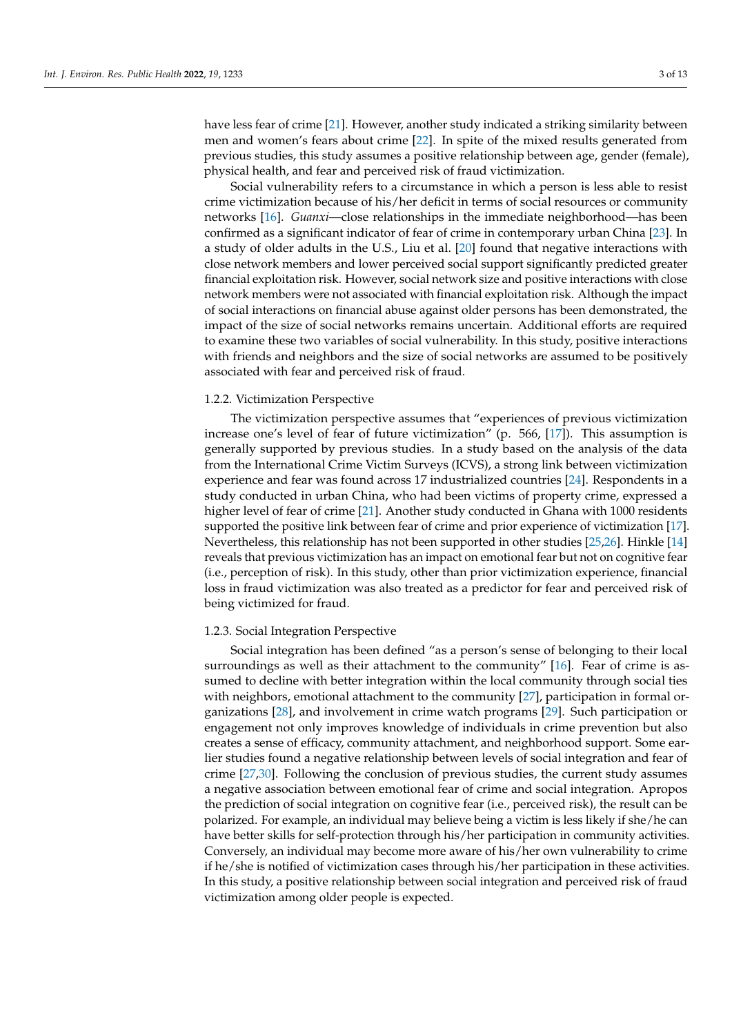have less fear of crime [21]. However, another study indicated a striking similarity between men and women's fears about crime [22]. In spite of the mixed results generated from previous studies, this study assumes a positive relationship between age, gender (female), physical health, and fear and perceived risk of fraud victimization.

Social vulnerability refers to a circumstance in which a person is less able to resist crime victimization because of his/her deficit in terms of social resources or community networks [16]. *Guanxi*—close relationships in the immediate neighborhood—has been confirmed as a significant indicator of fear of crime in contemporary urban China [23]. In a study of older adults in the U.S., Liu et al. [20] found that negative interactions with close network members and lower perceived social support significantly predicted greater financial exploitation risk. However, social network size and positive interactions with close network members were not associated with financial exploitation risk. Although the impact of social interactions on financial abuse against older persons has been demonstrated, the impact of the size of social networks remains uncertain. Additional efforts are required to examine these two variables of social vulnerability. In this study, positive interactions with friends and neighbors and the size of social networks are assumed to be positively associated with fear and perceived risk of fraud.

#### 1.2.2. Victimization Perspective

The victimization perspective assumes that "experiences of previous victimization increase one's level of fear of future victimization" (p. 566, [17]). This assumption is generally supported by previous studies. In a study based on the analysis of the data from the International Crime Victim Surveys (ICVS), a strong link between victimization experience and fear was found across 17 industrialized countries [24]. Respondents in a study conducted in urban China, who had been victims of property crime, expressed a higher level of fear of crime [21]. Another study conducted in Ghana with 1000 residents supported the positive link between fear of crime and prior experience of victimization [17]. Nevertheless, this relationship has not been supported in other studies [25,26]. Hinkle [14] reveals that previous victimization has an impact on emotional fear but not on cognitive fear (i.e., perception of risk). In this study, other than prior victimization experience, financial loss in fraud victimization was also treated as a predictor for fear and perceived risk of being victimized for fraud.

#### 1.2.3. Social Integration Perspective

Social integration has been defined "as a person's sense of belonging to their local surroundings as well as their attachment to the community" [16]. Fear of crime is assumed to decline with better integration within the local community through social ties with neighbors, emotional attachment to the community [27], participation in formal organizations [28], and involvement in crime watch programs [29]. Such participation or engagement not only improves knowledge of individuals in crime prevention but also creates a sense of efficacy, community attachment, and neighborhood support. Some earlier studies found a negative relationship between levels of social integration and fear of crime [27,30]. Following the conclusion of previous studies, the current study assumes a negative association between emotional fear of crime and social integration. Apropos the prediction of social integration on cognitive fear (i.e., perceived risk), the result can be polarized. For example, an individual may believe being a victim is less likely if she/he can have better skills for self-protection through his/her participation in community activities. Conversely, an individual may become more aware of his/her own vulnerability to crime if he/she is notified of victimization cases through his/her participation in these activities. In this study, a positive relationship between social integration and perceived risk of fraud victimization among older people is expected.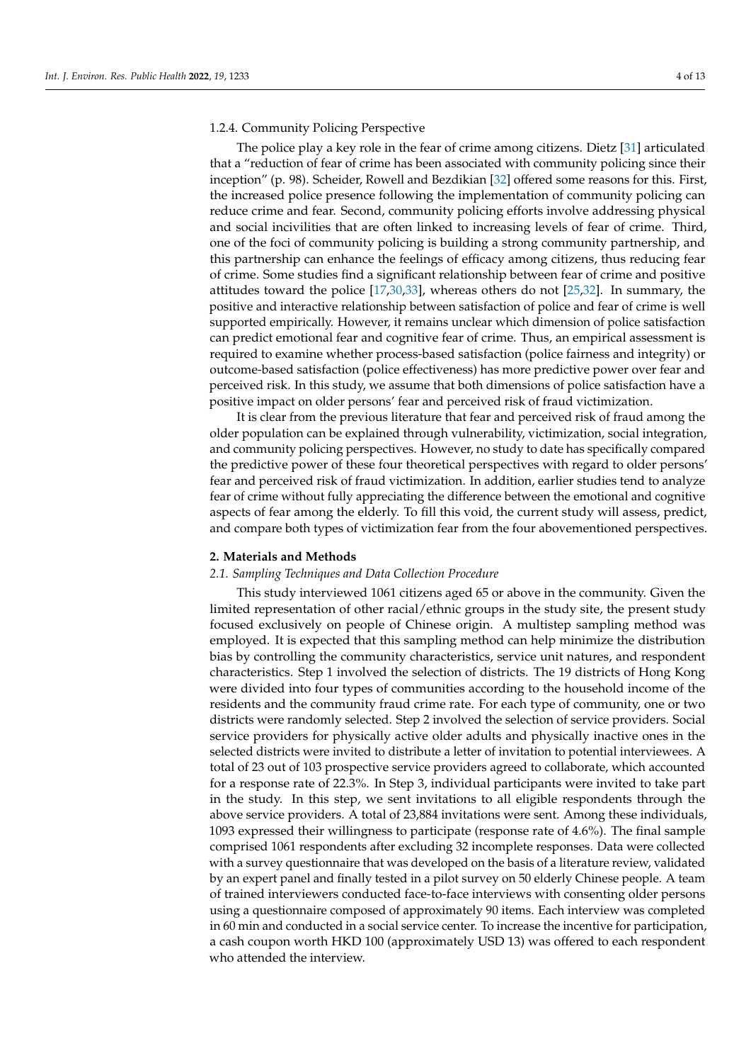#### 1.2.4. Community Policing Perspective

The police play a key role in the fear of crime among citizens. Dietz [31] articulated that a "reduction of fear of crime has been associated with community policing since their inception" (p. 98). Scheider, Rowell and Bezdikian [32] offered some reasons for this. First, the increased police presence following the implementation of community policing can reduce crime and fear. Second, community policing efforts involve addressing physical and social incivilities that are often linked to increasing levels of fear of crime. Third, one of the foci of community policing is building a strong community partnership, and this partnership can enhance the feelings of efficacy among citizens, thus reducing fear of crime. Some studies find a significant relationship between fear of crime and positive attitudes toward the police [17,30,33], whereas others do not [25,32]. In summary, the positive and interactive relationship between satisfaction of police and fear of crime is well supported empirically. However, it remains unclear which dimension of police satisfaction can predict emotional fear and cognitive fear of crime. Thus, an empirical assessment is required to examine whether process-based satisfaction (police fairness and integrity) or outcome-based satisfaction (police effectiveness) has more predictive power over fear and perceived risk. In this study, we assume that both dimensions of police satisfaction have a positive impact on older persons' fear and perceived risk of fraud victimization.

It is clear from the previous literature that fear and perceived risk of fraud among the older population can be explained through vulnerability, victimization, social integration, and community policing perspectives. However, no study to date has specifically compared the predictive power of these four theoretical perspectives with regard to older persons' fear and perceived risk of fraud victimization. In addition, earlier studies tend to analyze fear of crime without fully appreciating the difference between the emotional and cognitive aspects of fear among the elderly. To fill this void, the current study will assess, predict, and compare both types of victimization fear from the four abovementioned perspectives.

## 2. Materials and Methods

### *2.1. Sampling Techniques and Data Collection Procedure*

This study interviewed 1061 citizens aged 65 or above in the community. Given the limited representation of other racial/ethnic groups in the study site, the present study focused exclusively on people of Chinese origin. A multistep sampling method was employed. It is expected that this sampling method can help minimize the distribution bias by controlling the community characteristics, service unit natures, and respondent characteristics. Step 1 involved the selection of districts. The 19 districts of Hong Kong were divided into four types of communities according to the household income of the residents and the community fraud crime rate. For each type of community, one or two districts were randomly selected. Step 2 involved the selection of service providers. Social service providers for physically active older adults and physically inactive ones in the selected districts were invited to distribute a letter of invitation to potential interviewees. A total of 23 out of 103 prospective service providers agreed to collaborate, which accounted for a response rate of 22.3%. In Step 3, individual participants were invited to take part in the study. In this step, we sent invitations to all eligible respondents through the above service providers. A total of 23,884 invitations were sent. Among these individuals, 1093 expressed their willingness to participate (response rate of 4.6%). The final sample comprised 1061 respondents after excluding 32 incomplete responses. Data were collected with a survey questionnaire that was developed on the basis of a literature review, validated by an expert panel and finally tested in a pilot survey on 50 elderly Chinese people. A team of trained interviewers conducted face-to-face interviews with consenting older persons using a questionnaire composed of approximately 90 items. Each interview was completed in 60 min and conducted in a social service center. To increase the incentive for participation, a cash coupon worth HKD 100 (approximately USD 13) was offered to each respondent who attended the interview.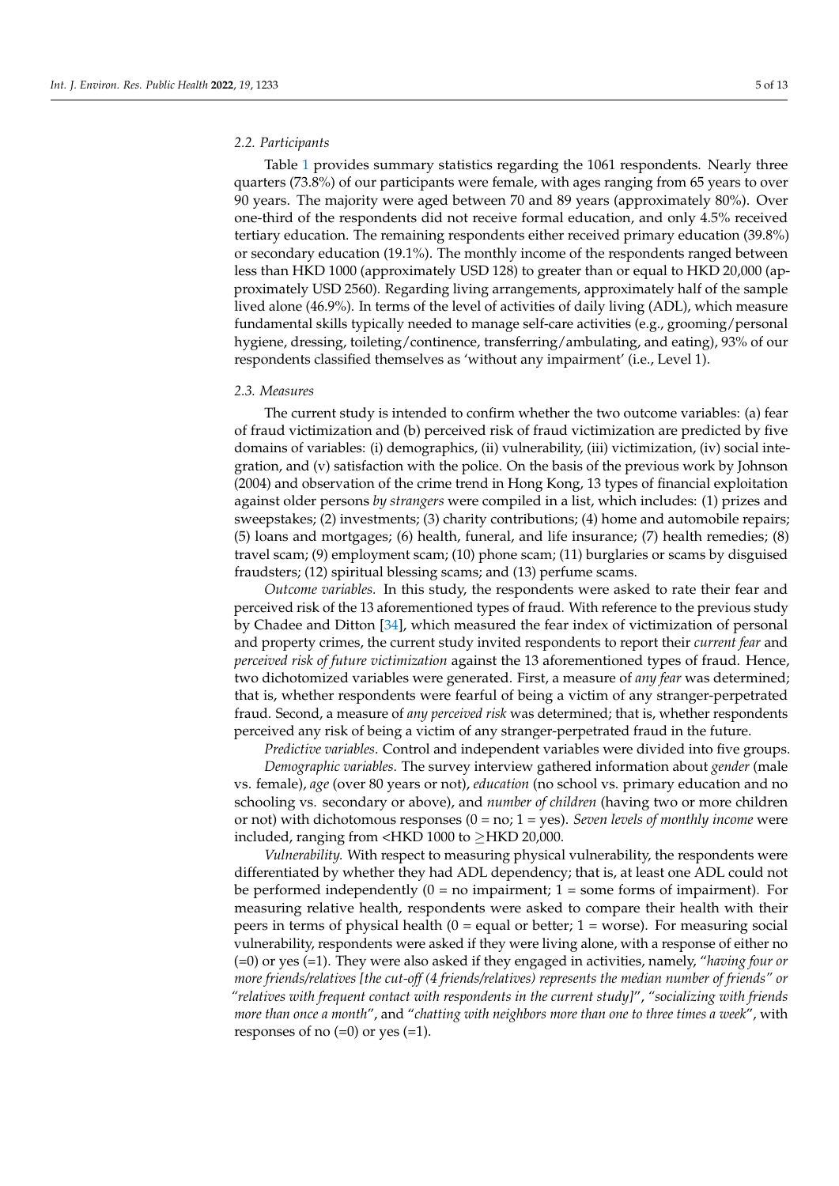### 2.2. Participants

Table 1 provides summary statistics regarding the 1061 respondents. Nearly three quarters (73.8%) of our participants were female, with ages ranging from 65 years to over 90 years. The majority were aged between 70 and 89 years (approximately 80%). Over one-third of the respondents did not receive formal education, and only 4.5% received tertiary education. The remaining respondents either received primary education (39.8%) or secondary education (19.1%). The monthly income of the respondents ranged between less than HKD 1000 (approximately USD 128) to greater than or equal to HKD 20,000 (approximately USD 2560). Regarding living arrangements, approximately half of the sample lived alone (46.9%). In terms of the level of activities of daily living (ADL), which measure fundamental skills typically needed to manage self-care activities (e.g., grooming/personal hygiene, dressing, toileting/continence, transferring/ambulating, and eating), 93% of our respondents classified themselves as 'without any impairment' (i.e., Level 1).

### 2.3. Measures

The current study is intended to confirm whether the two outcome variables: (a) fear of fraud victimization and (b) perceived risk of fraud victimization are predicted by five domains of variables: (i) demographics, (ii) vulnerability, (iii) victimization, (iv) social integration, and (v) satisfaction with the police. On the basis of the previous work by Johnson (2004) and observation of the crime trend in Hong Kong, 13 types of financial exploitation against older persons *by strangers* were compiled in a list, which includes: (1) prizes and sweepstakes; (2) investments; (3) charity contributions; (4) home and automobile repairs; (5) loans and mortgages; (6) health, funeral, and life insurance; (7) health remedies; (8) travel scam; (9) employment scam; (10) phone scam; (11) burglaries or scams by disguised fraudsters; (12) spiritual blessing scams; and (13) perfume scams.

*Outcome variables.* In this study, the respondents were asked to rate their fear and perceived risk of the 13 aforementioned types of fraud. With reference to the previous study by Chadee and Ditton [34], which measured the fear index of victimization of personal and property crimes, the current study invited respondents to report their *current fear* and *perceived risk of future victimization* against the 13 aforementioned types of fraud. Hence, two dichotomized variables were generated. First, a measure of *any fear* was determined; that is, whether respondents were fearful of being a victim of any stranger-perpetrated fraud. Second, a measure of *any perceived risk* was determined; that is, whether respondents perceived any risk of being a victim of any stranger-perpetrated fraud in the future.

*Predictive variables*. Control and independent variables were divided into five groups.

*Demographic variables*. The survey interview gathered information about *gender* (male vs. female), *age* (over 80 years or not), *education* (no school vs. primary education and no schooling vs. secondary or above), and *number of children* (having two or more children or not) with dichotomous responses (0 = no; 1 = yes). *Seven levels of monthly income* were included, ranging from <HKD 1000 to ≥HKD 20,000.

*Vulnerability.* With respect to measuring physical vulnerability, the respondents were differentiated by whether they had ADL dependency; that is, at least one ADL could not be performed independently (0 = no impairment; 1 = some forms of impairment). For measuring relative health, respondents were asked to compare their health with their peers in terms of physical health (0 = equal or better; 1 = worse). For measuring social vulnerability, respondents were asked if they were living alone, with a response of either no (=0) or yes (=1). They were also asked if they engaged in activities, namely, "*having four or more friends/relatives [the cut-off (4 friends/relatives) represents the median number of friends" or "relatives with frequent contact with respondents in the current study]*", "*socializing with friends more than once a month*", and "*chatting with neighbors more than one to three times a week*", with responses of no (=0) or yes (=1).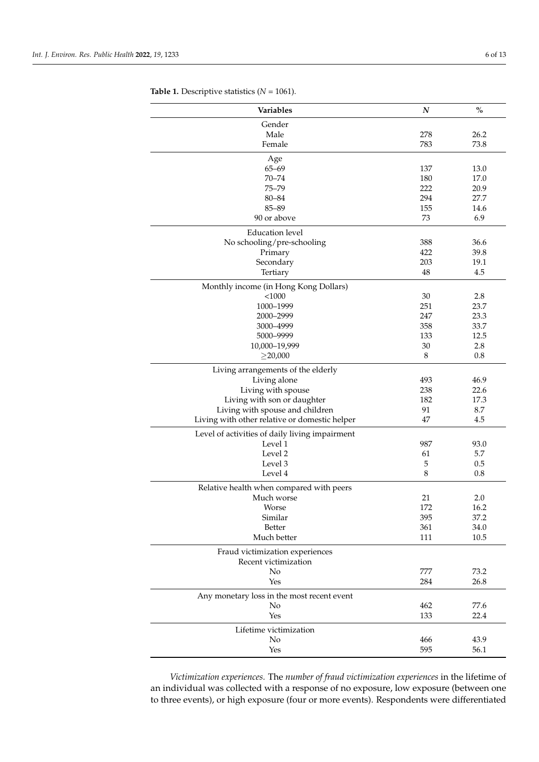**Table 1.** Descriptive statistics ($N$ = 1061).

| Variables | $N$ | % |
|---|---|---|
| Gender | | |
| Male | 278 | 26.2 |
| Female | 783 | 73.8 |
| Age | | |
| 65–69 | 137 | 13.0 |
| 70–74 | 180 | 17.0 |
| 75–79 | 222 | 20.9 |
| 80–84 | 294 | 27.7 |
| 85–89 | 155 | 14.6 |
| 90 or above | 73 | 6.9 |
| Education level | | |
| No schooling/pre-schooling | 388 | 36.6 |
| Primary | 422 | 39.8 |
| Secondary | 203 | 19.1 |
| Tertiary | 48 | 4.5 |
| Monthly income (in Hong Kong Dollars) | | |
| <1000 | 30 | 2.8 |
| 1000–1999 | 251 | 23.7 |
| 2000–2999 | 247 | 23.3 |
| 3000–4999 | 358 | 33.7 |
| 5000–9999 | 133 | 12.5 |
| 10,000–19,999 | 30 | 2.8 |
| ≥20,000 | 8 | 0.8 |
| Living arrangements of the elderly | | |
| Living alone | 493 | 46.9 |
| Living with spouse | 238 | 22.6 |
| Living with son or daughter | 182 | 17.3 |
| Living with spouse and children | 91 | 8.7 |
| Living with other relative or domestic helper | 47 | 4.5 |
| Level of activities of daily living impairment | | |
| Level 1 | 987 | 93.0 |
| Level 2 | 61 | 5.7 |
| Level 3 | 5 | 0.5 |
| Level 4 | 8 | 0.8 |
| Relative health when compared with peers | | |
| Much worse | 21 | 2.0 |
| Worse | 172 | 16.2 |
| Similar | 395 | 37.2 |
| Better | 361 | 34.0 |
| Much better | 111 | 10.5 |
| Fraud victimization experiences | | |
| Recent victimization | | |
| No | 777 | 73.2 |
| Yes | 284 | 26.8 |
| Any monetary loss in the most recent event | | |
| No | 462 | 77.6 |
| Yes | 133 | 22.4 |
| Lifetime victimization | | |
| No | 466 | 43.9 |
| Yes | 595 | 56.1 |

*Victimization experiences.* The *number of fraud victimization experiences* in the lifetime of an individual was collected with a response of no exposure, low exposure (between one to three events), or high exposure (four or more events). Respondents were differentiated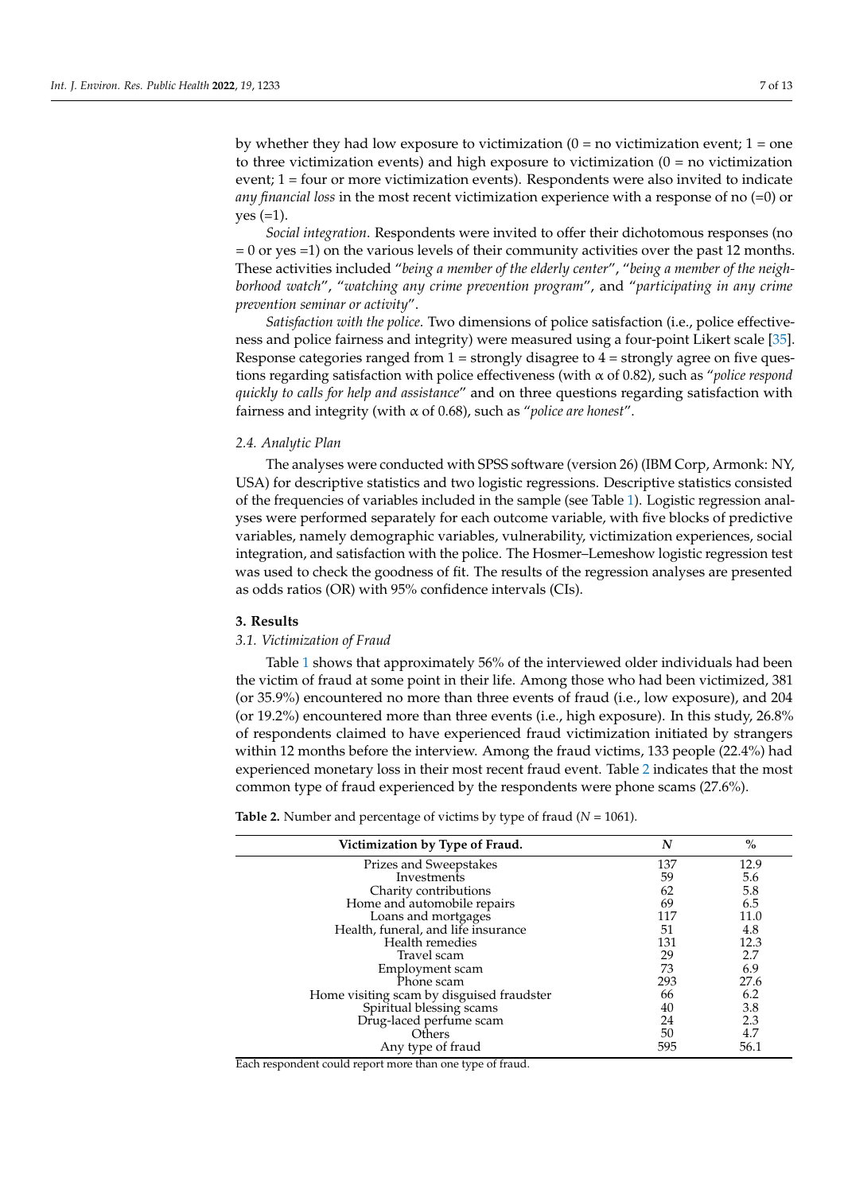by whether they had low exposure to victimization (0 = no victimization event; 1 = one to three victimization events) and high exposure to victimization (0 = no victimization event; 1 = four or more victimization events). Respondents were also invited to indicate *any financial loss* in the most recent victimization experience with a response of no (=0) or yes (=1).

*Social integration*. Respondents were invited to offer their dichotomous responses (no = 0 or yes =1) on the various levels of their community activities over the past 12 months. These activities included "*being a member of the elderly center*", "*being a member of the neighborhood watch*", "*watching any crime prevention program*", and "*participating in any crime prevention seminar or activity*".

*Satisfaction with the police*. Two dimensions of police satisfaction (i.e., police effectiveness and police fairness and integrity) were measured using a four-point Likert scale [35]. Response categories ranged from 1 = strongly disagree to 4 = strongly agree on five questions regarding satisfaction with police effectiveness (with α of 0.82), such as "*police respond quickly to calls for help and assistance*" and on three questions regarding satisfaction with fairness and integrity (with α of 0.68), such as "*police are honest*".

### 2.4. Analytic Plan

The analyses were conducted with SPSS software (version 26) (IBM Corp, Armonk: NY, USA) for descriptive statistics and two logistic regressions. Descriptive statistics consisted of the frequencies of variables included in the sample (see Table 1). Logistic regression analyses were performed separately for each outcome variable, with five blocks of predictive variables, namely demographic variables, vulnerability, victimization experiences, social integration, and satisfaction with the police. The Hosmer–Lemeshow logistic regression test was used to check the goodness of fit. The results of the regression analyses are presented as odds ratios (OR) with 95% confidence intervals (CIs).

## 3. Results

### 3.1. Victimization of Fraud

Table 1 shows that approximately 56% of the interviewed older individuals had been the victim of fraud at some point in their life. Among those who had been victimized, 381 (or 35.9%) encountered no more than three events of fraud (i.e., low exposure), and 204 (or 19.2%) encountered more than three events (i.e., high exposure). In this study, 26.8% of respondents claimed to have experienced fraud victimization initiated by strangers within 12 months before the interview. Among the fraud victims, 133 people (22.4%) had experienced monetary loss in their most recent fraud event. Table 2 indicates that the most common type of fraud experienced by the respondents were phone scams (27.6%).

**Table 2.** Number and percentage of victims by type of fraud (*N* = 1061).

| Victimization by Type of Fraud. | *N* | % |
|---|---|---|
| Prizes and Sweepstakes | 137 | 12.9 |
| Investments | 59 | 5.6 |
| Charity contributions | 62 | 5.8 |
| Home and automobile repairs | 69 | 6.5 |
| Loans and mortgages | 117 | 11.0 |
| Health, funeral, and life insurance | 51 | 4.8 |
| Health remedies | 131 | 12.3 |
| Travel scam | 29 | 2.7 |
| Employment scam | 73 | 6.9 |
| Phone scam | 293 | 27.6 |
| Home visiting scam by disguised fraudster | 66 | 6.2 |
| Spiritual blessing scams | 40 | 3.8 |
| Drug-laced perfume scam | 24 | 2.3 |
| Others | 50 | 4.7 |
| Any type of fraud | 595 | 56.1 |

Each respondent could report more than one type of fraud.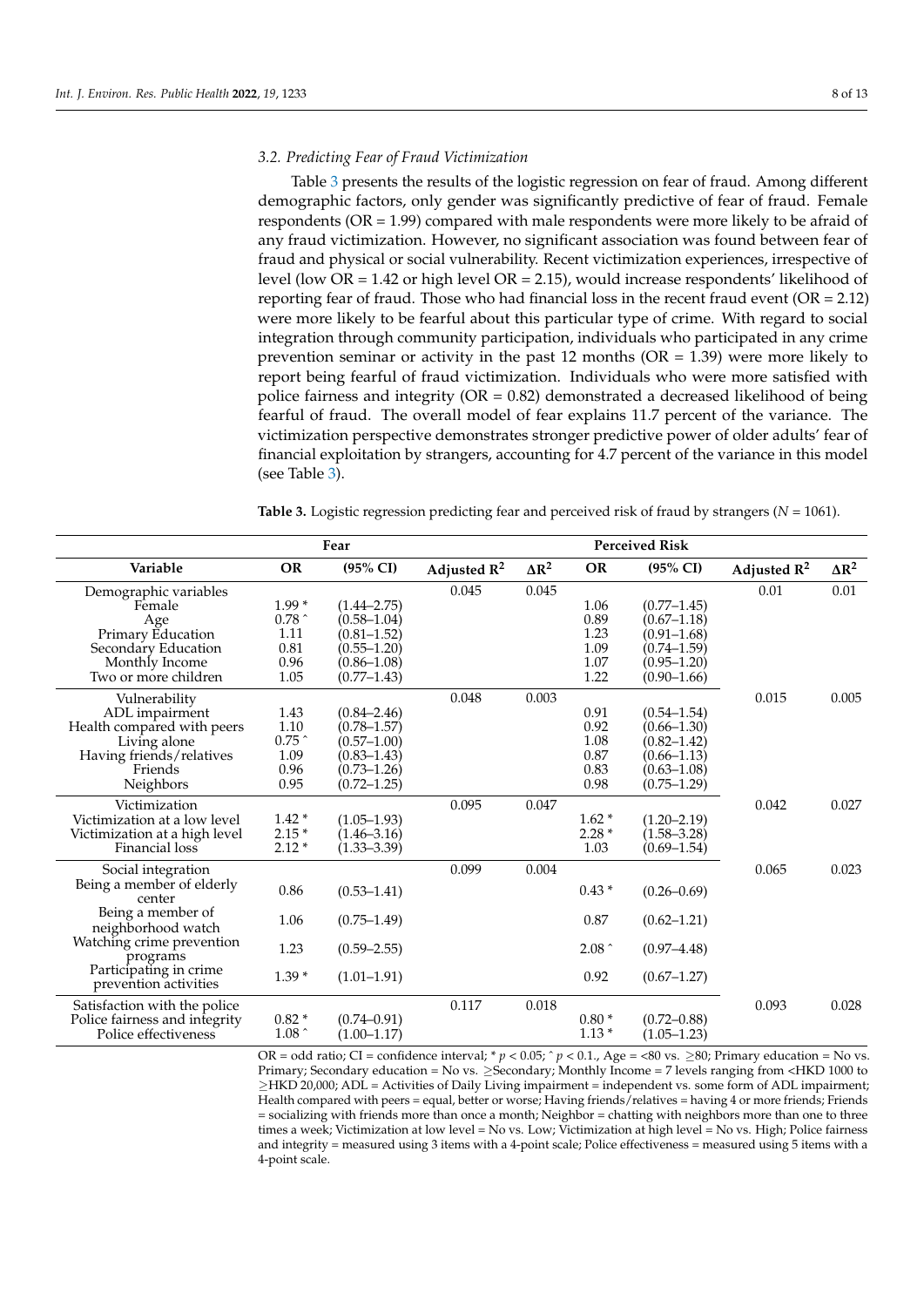### 3.2. Predicting Fear of Fraud Victimization

Table 3 presents the results of the logistic regression on fear of fraud. Among different demographic factors, only gender was significantly predictive of fear of fraud. Female respondents (OR = 1.99) compared with male respondents were more likely to be afraid of any fraud victimization. However, no significant association was found between fear of fraud and physical or social vulnerability. Recent victimization experiences, irrespective of level (low OR = 1.42 or high level OR = 2.15), would increase respondents' likelihood of reporting fear of fraud. Those who had financial loss in the recent fraud event (OR = 2.12) were more likely to be fearful about this particular type of crime. With regard to social integration through community participation, individuals who participated in any crime prevention seminar or activity in the past 12 months (OR = 1.39) were more likely to report being fearful of fraud victimization. Individuals who were more satisfied with police fairness and integrity (OR = 0.82) demonstrated a decreased likelihood of being fearful of fraud. The overall model of fear explains 11.7 percent of the variance. The victimization perspective demonstrates stronger predictive power of older adults' fear of financial exploitation by strangers, accounting for 4.7 percent of the variance in this model (see Table 3).

**Table 3.** Logistic regression predicting fear and perceived risk of fraud by strangers ($N$ = 1061).

| | Fear | | | | Perceived Risk | | | |
|---|---|---|---|---|---|---|---|---|
| **Variable** | **OR** | **(95% CI)** | **Adjusted $R^2$** | **$\Delta R^2$** | **OR** | **(95% CI)** | **Adjusted $R^2$** | **$\Delta R^2$** |
| Demographic variables | | | 0.045 | 0.045 | | | 0.01 | 0.01 |
| Female | 1.99 * | (1.44–2.75) | | | 1.06 | (0.77–1.45) | | |
| Age | 0.78 ^ | (0.58–1.04) | | | 0.89 | (0.67–1.18) | | |
| Primary Education | 1.11 | (0.81–1.52) | | | 1.23 | (0.91–1.68) | | |
| Secondary Education | 0.81 | (0.55–1.20) | | | 1.09 | (0.74–1.59) | | |
| Monthly Income | 0.96 | (0.86–1.08) | | | 1.07 | (0.95–1.20) | | |
| Two or more children | 1.05 | (0.77–1.43) | | | 1.22 | (0.90–1.66) | | |
| Vulnerability | | | 0.048 | 0.003 | | | 0.015 | 0.005 |
| ADL impairment | 1.43 | (0.84–2.46) | | | 0.91 | (0.54–1.54) | | |
| Health compared with peers | 1.10 | (0.78–1.57) | | | 0.92 | (0.66–1.30) | | |
| Living alone | 0.75 ^ | (0.57–1.00) | | | 1.08 | (0.82–1.42) | | |
| Having friends/relatives | 1.09 | (0.83–1.43) | | | 0.87 | (0.66–1.13) | | |
| Friends | 0.96 | (0.73–1.26) | | | 0.83 | (0.63–1.08) | | |
| Neighbors | 0.95 | (0.72–1.25) | | | 0.98 | (0.75–1.29) | | |
| Victimization | | | 0.095 | 0.047 | | | 0.042 | 0.027 |
| Victimization at a low level | 1.42 * | (1.05–1.93) | | | 1.62 * | (1.20–2.19) | | |
| Victimization at a high level | 2.15 * | (1.46–3.16) | | | 2.28 * | (1.58–3.28) | | |
| Financial loss | 2.12 * | (1.33–3.39) | | | 1.03 | (0.69–1.54) | | |
| Social integration | | | 0.099 | 0.004 | | | 0.065 | 0.023 |
| Being a member of elderly center | 0.86 | (0.53–1.41) | | | 0.43 * | (0.26–0.69) | | |
| Being a member of neighborhood watch | 1.06 | (0.75–1.49) | | | 0.87 | (0.62–1.21) | | |
| Watching crime prevention programs | 1.23 | (0.59–2.55) | | | 2.08 ^ | (0.97–4.48) | | |
| Participating in crime prevention activities | 1.39 * | (1.01–1.91) | | | 0.92 | (0.67–1.27) | | |
| Satisfaction with the police | | | 0.117 | 0.018 | | | 0.093 | 0.028 |
| Police fairness and integrity | 0.82 * | (0.74–0.91) | | | 0.80 * | (0.72–0.88) | | |
| Police effectiveness | 1.08 ^ | (1.00–1.17) | | | 1.13 * | (1.05–1.23) | | |

OR = odd ratio; CI = confidence interval; * $p < 0.05$; ^ $p < 0.1$., Age = <80 vs. ≥80; Primary education = No vs. Primary; Secondary education = No vs. ≥Secondary; Monthly Income = 7 levels ranging from <HKD 1000 to ≥HKD 20,000; ADL = Activities of Daily Living impairment = independent vs. some form of ADL impairment; Health compared with peers = equal, better or worse; Having friends/relatives = having 4 or more friends; Friends = socializing with friends more than once a month; Neighbor = chatting with neighbors more than one to three times a week; Victimization at low level = No vs. Low; Victimization at high level = No vs. High; Police fairness and integrity = measured using 3 items with a 4-point scale; Police effectiveness = measured using 5 items with a 4-point scale.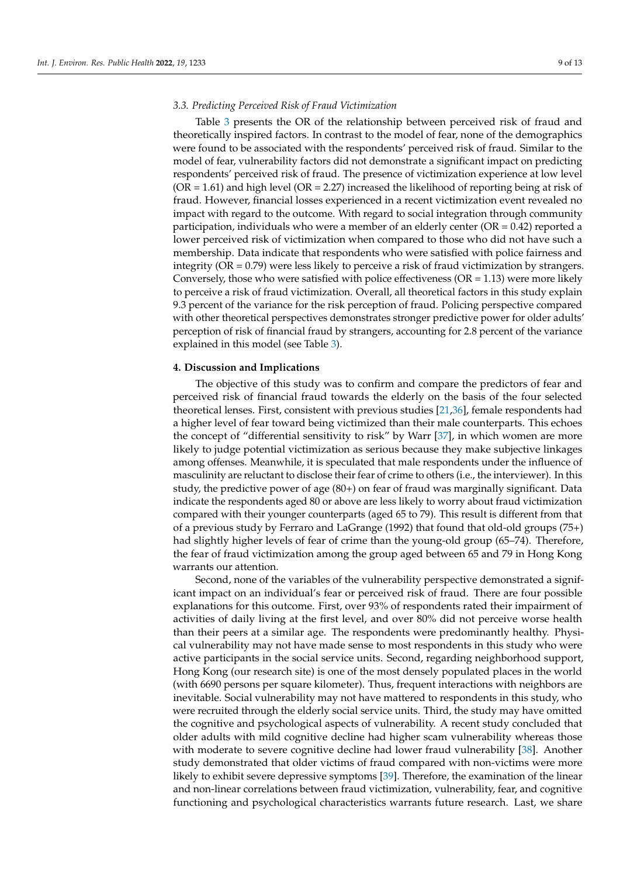### 3.3. Predicting Perceived Risk of Fraud Victimization

Table 3 presents the OR of the relationship between perceived risk of fraud and theoretically inspired factors. In contrast to the model of fear, none of the demographics were found to be associated with the respondents' perceived risk of fraud. Similar to the model of fear, vulnerability factors did not demonstrate a significant impact on predicting respondents' perceived risk of fraud. The presence of victimization experience at low level (OR = 1.61) and high level (OR = 2.27) increased the likelihood of reporting being at risk of fraud. However, financial losses experienced in a recent victimization event revealed no impact with regard to the outcome. With regard to social integration through community participation, individuals who were a member of an elderly center (OR = 0.42) reported a lower perceived risk of victimization when compared to those who did not have such a membership. Data indicate that respondents who were satisfied with police fairness and integrity (OR = 0.79) were less likely to perceive a risk of fraud victimization by strangers. Conversely, those who were satisfied with police effectiveness (OR = 1.13) were more likely to perceive a risk of fraud victimization. Overall, all theoretical factors in this study explain 9.3 percent of the variance for the risk perception of fraud. Policing perspective compared with other theoretical perspectives demonstrates stronger predictive power for older adults' perception of risk of financial fraud by strangers, accounting for 2.8 percent of the variance explained in this model (see Table 3).

## 4. Discussion and Implications

The objective of this study was to confirm and compare the predictors of fear and perceived risk of financial fraud towards the elderly on the basis of the four selected theoretical lenses. First, consistent with previous studies [21,36], female respondents had a higher level of fear toward being victimized than their male counterparts. This echoes the concept of "differential sensitivity to risk" by Warr [37], in which women are more likely to judge potential victimization as serious because they make subjective linkages among offenses. Meanwhile, it is speculated that male respondents under the influence of masculinity are reluctant to disclose their fear of crime to others (i.e., the interviewer). In this study, the predictive power of age (80+) on fear of fraud was marginally significant. Data indicate the respondents aged 80 or above are less likely to worry about fraud victimization compared with their younger counterparts (aged 65 to 79). This result is different from that of a previous study by Ferraro and LaGrange (1992) that found that old-old groups (75+) had slightly higher levels of fear of crime than the young-old group (65–74). Therefore, the fear of fraud victimization among the group aged between 65 and 79 in Hong Kong warrants our attention.

Second, none of the variables of the vulnerability perspective demonstrated a significant impact on an individual's fear or perceived risk of fraud. There are four possible explanations for this outcome. First, over 93% of respondents rated their impairment of activities of daily living at the first level, and over 80% did not perceive worse health than their peers at a similar age. The respondents were predominantly healthy. Physical vulnerability may not have made sense to most respondents in this study who were active participants in the social service units. Second, regarding neighborhood support, Hong Kong (our research site) is one of the most densely populated places in the world (with 6690 persons per square kilometer). Thus, frequent interactions with neighbors are inevitable. Social vulnerability may not have mattered to respondents in this study, who were recruited through the elderly social service units. Third, the study may have omitted the cognitive and psychological aspects of vulnerability. A recent study concluded that older adults with mild cognitive decline had higher scam vulnerability whereas those with moderate to severe cognitive decline had lower fraud vulnerability [38]. Another study demonstrated that older victims of fraud compared with non-victims were more likely to exhibit severe depressive symptoms [39]. Therefore, the examination of the linear and non-linear correlations between fraud victimization, vulnerability, fear, and cognitive functioning and psychological characteristics warrants future research. Last, we share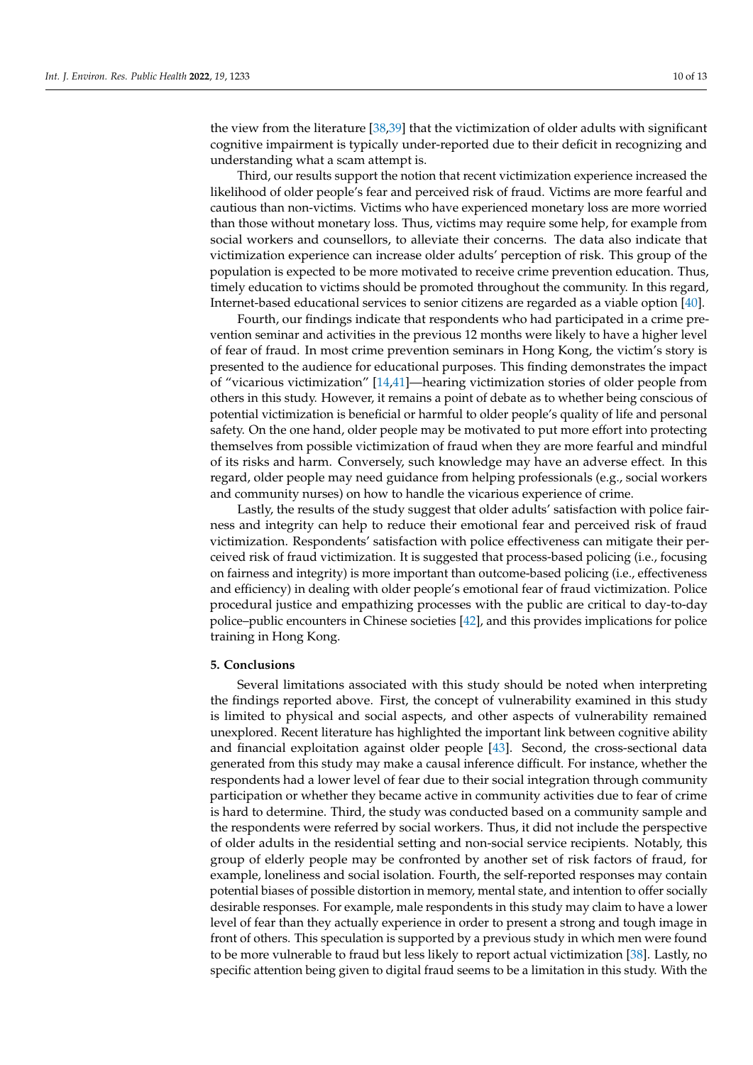the view from the literature [38,39] that the victimization of older adults with significant cognitive impairment is typically under-reported due to their deficit in recognizing and understanding what a scam attempt is.

Third, our results support the notion that recent victimization experience increased the likelihood of older people's fear and perceived risk of fraud. Victims are more fearful and cautious than non-victims. Victims who have experienced monetary loss are more worried than those without monetary loss. Thus, victims may require some help, for example from social workers and counsellors, to alleviate their concerns. The data also indicate that victimization experience can increase older adults' perception of risk. This group of the population is expected to be more motivated to receive crime prevention education. Thus, timely education to victims should be promoted throughout the community. In this regard, Internet-based educational services to senior citizens are regarded as a viable option [40].

Fourth, our findings indicate that respondents who had participated in a crime prevention seminar and activities in the previous 12 months were likely to have a higher level of fear of fraud. In most crime prevention seminars in Hong Kong, the victim's story is presented to the audience for educational purposes. This finding demonstrates the impact of "vicarious victimization" [14,41]—hearing victimization stories of older people from others in this study. However, it remains a point of debate as to whether being conscious of potential victimization is beneficial or harmful to older people's quality of life and personal safety. On the one hand, older people may be motivated to put more effort into protecting themselves from possible victimization of fraud when they are more fearful and mindful of its risks and harm. Conversely, such knowledge may have an adverse effect. In this regard, older people may need guidance from helping professionals (e.g., social workers and community nurses) on how to handle the vicarious experience of crime.

Lastly, the results of the study suggest that older adults' satisfaction with police fairness and integrity can help to reduce their emotional fear and perceived risk of fraud victimization. Respondents' satisfaction with police effectiveness can mitigate their perceived risk of fraud victimization. It is suggested that process-based policing (i.e., focusing on fairness and integrity) is more important than outcome-based policing (i.e., effectiveness and efficiency) in dealing with older people's emotional fear of fraud victimization. Police procedural justice and empathizing processes with the public are critical to day-to-day police–public encounters in Chinese societies [42], and this provides implications for police training in Hong Kong.

## 5. Conclusions

Several limitations associated with this study should be noted when interpreting the findings reported above. First, the concept of vulnerability examined in this study is limited to physical and social aspects, and other aspects of vulnerability remained unexplored. Recent literature has highlighted the important link between cognitive ability and financial exploitation against older people [43]. Second, the cross-sectional data generated from this study may make a causal inference difficult. For instance, whether the respondents had a lower level of fear due to their social integration through community participation or whether they became active in community activities due to fear of crime is hard to determine. Third, the study was conducted based on a community sample and the respondents were referred by social workers. Thus, it did not include the perspective of older adults in the residential setting and non-social service recipients. Notably, this group of elderly people may be confronted by another set of risk factors of fraud, for example, loneliness and social isolation. Fourth, the self-reported responses may contain potential biases of possible distortion in memory, mental state, and intention to offer socially desirable responses. For example, male respondents in this study may claim to have a lower level of fear than they actually experience in order to present a strong and tough image in front of others. This speculation is supported by a previous study in which men were found to be more vulnerable to fraud but less likely to report actual victimization [38]. Lastly, no specific attention being given to digital fraud seems to be a limitation in this study. With the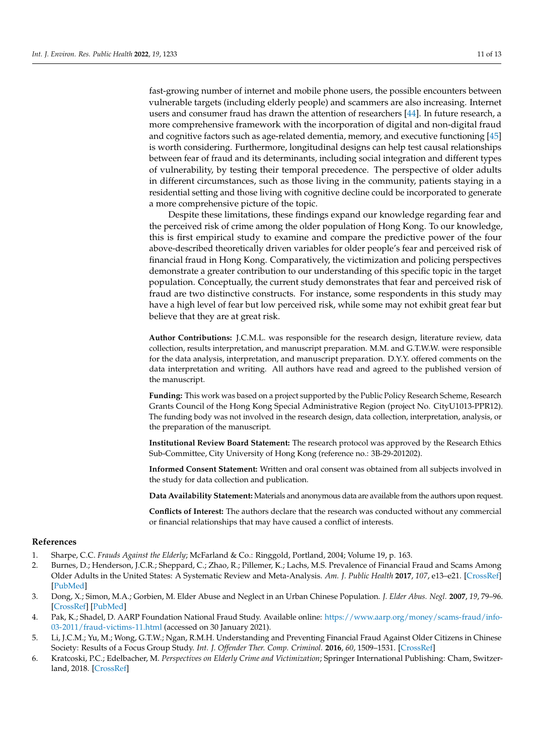fast-growing number of internet and mobile phone users, the possible encounters between vulnerable targets (including elderly people) and scammers are also increasing. Internet users and consumer fraud has drawn the attention of researchers [44]. In future research, a more comprehensive framework with the incorporation of digital and non-digital fraud and cognitive factors such as age-related dementia, memory, and executive functioning [45] is worth considering. Furthermore, longitudinal designs can help test causal relationships between fear of fraud and its determinants, including social integration and different types of vulnerability, by testing their temporal precedence. The perspective of older adults in different circumstances, such as those living in the community, patients staying in a residential setting and those living with cognitive decline could be incorporated to generate a more comprehensive picture of the topic.

Despite these limitations, these findings expand our knowledge regarding fear and the perceived risk of crime among the older population of Hong Kong. To our knowledge, this is first empirical study to examine and compare the predictive power of the four above-described theoretically driven variables for older people's fear and perceived risk of financial fraud in Hong Kong. Comparatively, the victimization and policing perspectives demonstrate a greater contribution to our understanding of this specific topic in the target population. Conceptually, the current study demonstrates that fear and perceived risk of fraud are two distinctive constructs. For instance, some respondents in this study may have a high level of fear but low perceived risk, while some may not exhibit great fear but believe that they are at great risk.

**Author Contributions:** J.C.M.L. was responsible for the research design, literature review, data collection, results interpretation, and manuscript preparation. M.M. and G.T.W.W. were responsible for the data analysis, interpretation, and manuscript preparation. D.Y.Y. offered comments on the data interpretation and writing. All authors have read and agreed to the published version of the manuscript.

**Funding:** This work was based on a project supported by the Public Policy Research Scheme, Research Grants Council of the Hong Kong Special Administrative Region (project No. CityU1013-PPR12). The funding body was not involved in the research design, data collection, interpretation, analysis, or the preparation of the manuscript.

**Institutional Review Board Statement:** The research protocol was approved by the Research Ethics Sub-Committee, City University of Hong Kong (reference no.: 3B-29-201202).

**Informed Consent Statement:** Written and oral consent was obtained from all subjects involved in the study for data collection and publication.

**Data Availability Statement:** Materials and anonymous data are available from the authors upon request.

**Conflicts of Interest:** The authors declare that the research was conducted without any commercial or financial relationships that may have caused a conflict of interests.

## References

1. Sharpe, C.C. *Frauds Against the Elderly*; McFarland & Co.: Ringgold, Portland, 2004; Volume 19, p. 163.
2. Burnes, D.; Henderson, J.C.R.; Sheppard, C.; Zhao, R.; Pillemer, K.; Lachs, M.S. Prevalence of Financial Fraud and Scams Among Older Adults in the United States: A Systematic Review and Meta-Analysis. *Am. J. Public Health* **2017**, *107*, e13–e21. [CrossRef] [PubMed]
3. Dong, X.; Simon, M.A.; Gorbien, M. Elder Abuse and Neglect in an Urban Chinese Population. *J. Elder Abus. Negl.* **2007**, *19*, 79–96. [CrossRef] [PubMed]
4. Pak, K.; Shadel, D. AARP Foundation National Fraud Study. Available online: https://www.aarp.org/money/scams-fraud/info-03-2011/fraud-victims-11.html (accessed on 30 January 2021).
5. Li, J.C.M.; Yu, M.; Wong, G.T.W.; Ngan, R.M.H. Understanding and Preventing Financial Fraud Against Older Citizens in Chinese Society: Results of a Focus Group Study. *Int. J. Offender Ther. Comp. Criminol.* **2016**, *60*, 1509–1531. [CrossRef]
6. Kratcoski, P.C.; Edelbacher, M. *Perspectives on Elderly Crime and Victimization*; Springer International Publishing: Cham, Switzerland, 2018. [CrossRef]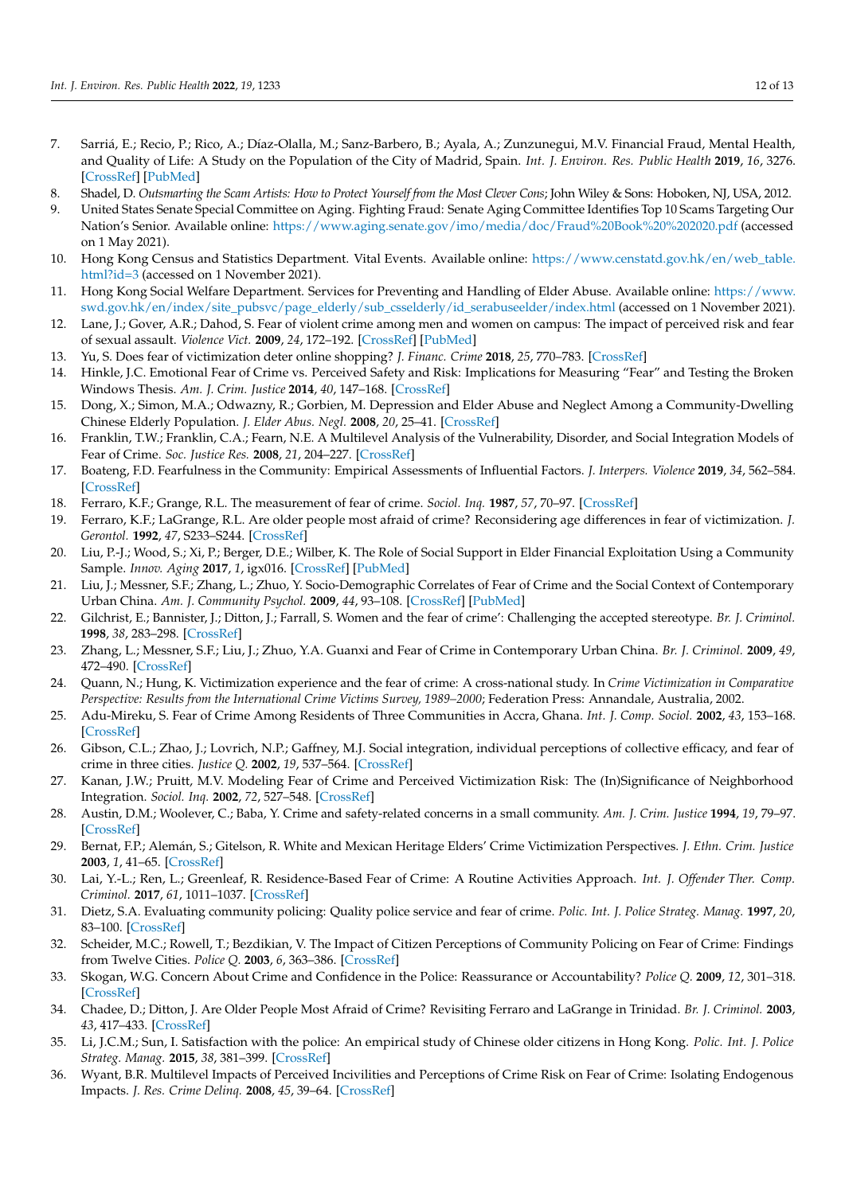7. Sarriá, E.; Recio, P.; Rico, A.; Díaz-Olalla, M.; Sanz-Barbero, B.; Ayala, A.; Zunzunegui, M.V. Financial Fraud, Mental Health, and Quality of Life: A Study on the Population of the City of Madrid, Spain. *Int. J. Environ. Res. Public Health* **2019**, *16*, 3276. [CrossRef] [PubMed]
8. Shadel, D. *Outsmarting the Scam Artists: How to Protect Yourself from the Most Clever Cons*; John Wiley & Sons: Hoboken, NJ, USA, 2012.
9. United States Senate Special Committee on Aging. Fighting Fraud: Senate Aging Committee Identifies Top 10 Scams Targeting Our Nation's Senior. Available online: https://www.aging.senate.gov/imo/media/doc/Fraud%20Book%20%202020.pdf (accessed on 1 May 2021).
10. Hong Kong Census and Statistics Department. Vital Events. Available online: https://www.censtatd.gov.hk/en/web_table.html?id=3 (accessed on 1 November 2021).
11. Hong Kong Social Welfare Department. Services for Preventing and Handling of Elder Abuse. Available online: https://www.swd.gov.hk/en/index/site_pubsvc/page_elderly/sub_csselderly/id_serabuseelder/index.html (accessed on 1 November 2021).
12. Lane, J.; Gover, A.R.; Dahod, S. Fear of violent crime among men and women on campus: The impact of perceived risk and fear of sexual assault. *Violence Vict.* **2009**, *24*, 172–192. [CrossRef] [PubMed]
13. Yu, S. Does fear of victimization deter online shopping? *J. Financ. Crime* **2018**, *25*, 770–783. [CrossRef]
14. Hinkle, J.C. Emotional Fear of Crime vs. Perceived Safety and Risk: Implications for Measuring "Fear" and Testing the Broken Windows Thesis. *Am. J. Crim. Justice* **2014**, *40*, 147–168. [CrossRef]
15. Dong, X.; Simon, M.A.; Odwazny, R.; Gorbien, M. Depression and Elder Abuse and Neglect Among a Community-Dwelling Chinese Elderly Population. *J. Elder Abus. Negl.* **2008**, *20*, 25–41. [CrossRef]
16. Franklin, T.W.; Franklin, C.A.; Fearn, N.E. A Multilevel Analysis of the Vulnerability, Disorder, and Social Integration Models of Fear of Crime. *Soc. Justice Res.* **2008**, *21*, 204–227. [CrossRef]
17. Boateng, F.D. Fearfulness in the Community: Empirical Assessments of Influential Factors. *J. Interpers. Violence* **2019**, *34*, 562–584. [CrossRef]
18. Ferraro, K.F.; Grange, R.L. The measurement of fear of crime. *Sociol. Inq.* **1987**, *57*, 70–97. [CrossRef]
19. Ferraro, K.F.; LaGrange, R.L. Are older people most afraid of crime? Reconsidering age differences in fear of victimization. *J. Gerontol.* **1992**, *47*, S233–S244. [CrossRef]
20. Liu, P.-J.; Wood, S.; Xi, P.; Berger, D.E.; Wilber, K. The Role of Social Support in Elder Financial Exploitation Using a Community Sample. *Innov. Aging* **2017**, *1*, igx016. [CrossRef] [PubMed]
21. Liu, J.; Messner, S.F.; Zhang, L.; Zhuo, Y. Socio-Demographic Correlates of Fear of Crime and the Social Context of Contemporary Urban China. *Am. J. Community Psychol.* **2009**, *44*, 93–108. [CrossRef] [PubMed]
22. Gilchrist, E.; Bannister, J.; Ditton, J.; Farrall, S. Women and the fear of crime': Challenging the accepted stereotype. *Br. J. Criminol.* **1998**, *38*, 283–298. [CrossRef]
23. Zhang, L.; Messner, S.F.; Liu, J.; Zhuo, Y.A. Guanxi and Fear of Crime in Contemporary Urban China. *Br. J. Criminol.* **2009**, *49*, 472–490. [CrossRef]
24. Quann, N.; Hung, K. Victimization experience and the fear of crime: A cross-national study. In *Crime Victimization in Comparative Perspective: Results from the International Crime Victims Survey, 1989–2000*; Federation Press: Annandale, Australia, 2002.
25. Adu-Mireku, S. Fear of Crime Among Residents of Three Communities in Accra, Ghana. *Int. J. Comp. Sociol.* **2002**, *43*, 153–168. [CrossRef]
26. Gibson, C.L.; Zhao, J.; Lovrich, N.P.; Gaffney, M.J. Social integration, individual perceptions of collective efficacy, and fear of crime in three cities. *Justice Q.* **2002**, *19*, 537–564. [CrossRef]
27. Kanan, J.W.; Pruitt, M.V. Modeling Fear of Crime and Perceived Victimization Risk: The (In)Significance of Neighborhood Integration. *Sociol. Inq.* **2002**, *72*, 527–548. [CrossRef]
28. Austin, D.M.; Woolever, C.; Baba, Y. Crime and safety-related concerns in a small community. *Am. J. Crim. Justice* **1994**, *19*, 79–97. [CrossRef]
29. Bernat, F.P.; Alemán, S.; Gitelson, R. White and Mexican Heritage Elders' Crime Victimization Perspectives. *J. Ethn. Crim. Justice* **2003**, *1*, 41–65. [CrossRef]
30. Lai, Y.-L.; Ren, L.; Greenleaf, R. Residence-Based Fear of Crime: A Routine Activities Approach. *Int. J. Offender Ther. Comp. Criminol.* **2017**, *61*, 1011–1037. [CrossRef]
31. Dietz, S.A. Evaluating community policing: Quality police service and fear of crime. *Polic. Int. J. Police Strateg. Manag.* **1997**, *20*, 83–100. [CrossRef]
32. Scheider, M.C.; Rowell, T.; Bezdikian, V. The Impact of Citizen Perceptions of Community Policing on Fear of Crime: Findings from Twelve Cities. *Police Q.* **2003**, *6*, 363–386. [CrossRef]
33. Skogan, W.G. Concern About Crime and Confidence in the Police: Reassurance or Accountability? *Police Q.* **2009**, *12*, 301–318. [CrossRef]
34. Chadee, D.; Ditton, J. Are Older People Most Afraid of Crime? Revisiting Ferraro and LaGrange in Trinidad. *Br. J. Criminol.* **2003**, *43*, 417–433. [CrossRef]
35. Li, J.C.M.; Sun, I. Satisfaction with the police: An empirical study of Chinese older citizens in Hong Kong. *Polic. Int. J. Police Strateg. Manag.* **2015**, *38*, 381–399. [CrossRef]
36. Wyant, B.R. Multilevel Impacts of Perceived Incivilities and Perceptions of Crime Risk on Fear of Crime: Isolating Endogenous Impacts. *J. Res. Crime Delinq.* **2008**, *45*, 39–64. [CrossRef]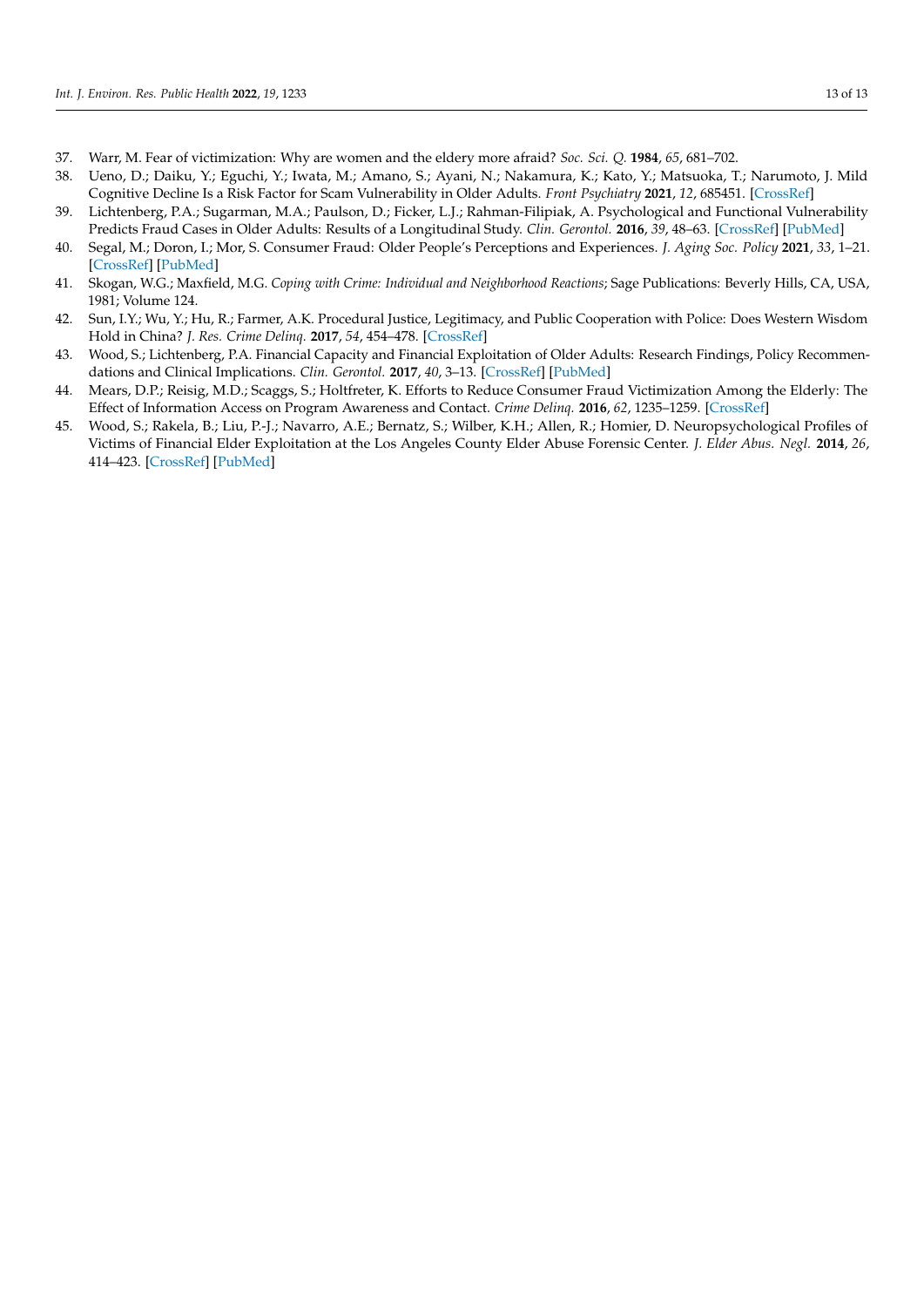37. Warr, M. Fear of victimization: Why are women and the eldery more afraid? *Soc. Sci. Q.* **1984**, *65*, 681–702.
38. Ueno, D.; Daiku, Y.; Eguchi, Y.; Iwata, M.; Amano, S.; Ayani, N.; Nakamura, K.; Kato, Y.; Matsuoka, T.; Narumoto, J. Mild Cognitive Decline Is a Risk Factor for Scam Vulnerability in Older Adults. *Front Psychiatry* **2021**, *12*, 685451. [CrossRef]
39. Lichtenberg, P.A.; Sugarman, M.A.; Paulson, D.; Ficker, L.J.; Rahman-Filipiak, A. Psychological and Functional Vulnerability Predicts Fraud Cases in Older Adults: Results of a Longitudinal Study. *Clin. Gerontol.* **2016**, *39*, 48–63. [CrossRef] [PubMed]
40. Segal, M.; Doron, I.; Mor, S. Consumer Fraud: Older People's Perceptions and Experiences. *J. Aging Soc. Policy* **2021**, *33*, 1–21. [CrossRef] [PubMed]
41. Skogan, W.G.; Maxfield, M.G. *Coping with Crime: Individual and Neighborhood Reactions*; Sage Publications: Beverly Hills, CA, USA, 1981; Volume 124.
42. Sun, I.Y.; Wu, Y.; Hu, R.; Farmer, A.K. Procedural Justice, Legitimacy, and Public Cooperation with Police: Does Western Wisdom Hold in China? *J. Res. Crime Delinq.* **2017**, *54*, 454–478. [CrossRef]
43. Wood, S.; Lichtenberg, P.A. Financial Capacity and Financial Exploitation of Older Adults: Research Findings, Policy Recommendations and Clinical Implications. *Clin. Gerontol.* **2017**, *40*, 3–13. [CrossRef] [PubMed]
44. Mears, D.P.; Reisig, M.D.; Scaggs, S.; Holtfreter, K. Efforts to Reduce Consumer Fraud Victimization Among the Elderly: The Effect of Information Access on Program Awareness and Contact. *Crime Delinq.* **2016**, *62*, 1235–1259. [CrossRef]
45. Wood, S.; Rakela, B.; Liu, P.-J.; Navarro, A.E.; Bernatz, S.; Wilber, K.H.; Allen, R.; Homier, D. Neuropsychological Profiles of Victims of Financial Elder Exploitation at the Los Angeles County Elder Abuse Forensic Center. *J. Elder Abus. Negl.* **2014**, *26*, 414–423. [CrossRef] [PubMed]